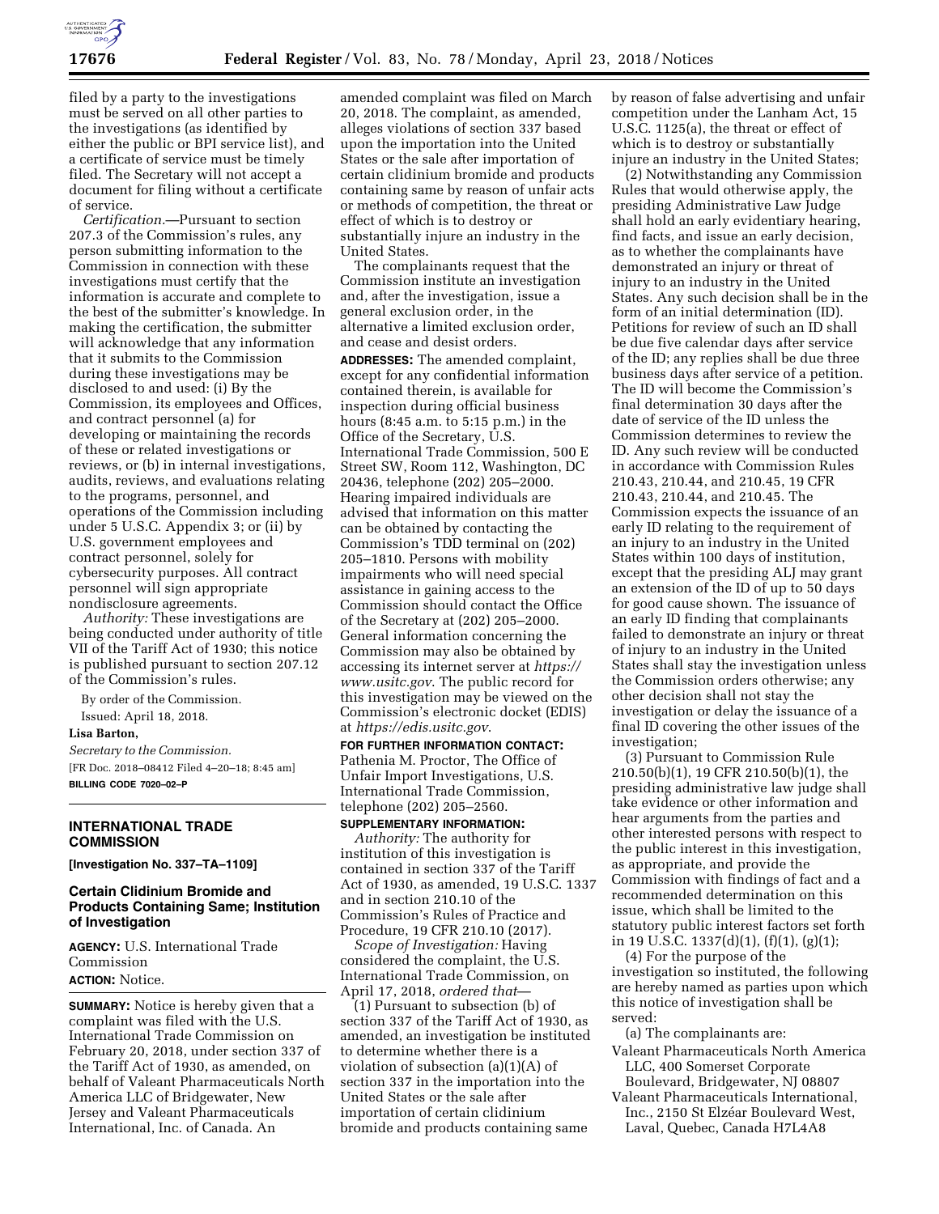filed by a party to the investigations must be served on all other parties to the investigations (as identified by either the public or BPI service list), and a certificate of service must be timely filed. The Secretary will not accept a document for filing without a certificate of service.

*Certification.*—Pursuant to section 207.3 of the Commission's rules, any person submitting information to the Commission in connection with these investigations must certify that the information is accurate and complete to the best of the submitter's knowledge. In making the certification, the submitter will acknowledge that any information that it submits to the Commission during these investigations may be disclosed to and used: (i) By the Commission, its employees and Offices, and contract personnel (a) for developing or maintaining the records of these or related investigations or reviews, or (b) in internal investigations, audits, reviews, and evaluations relating to the programs, personnel, and operations of the Commission including under 5 U.S.C. Appendix 3; or (ii) by U.S. government employees and contract personnel, solely for cybersecurity purposes. All contract personnel will sign appropriate nondisclosure agreements.

*Authority:* These investigations are being conducted under authority of title VII of the Tariff Act of 1930; this notice is published pursuant to section 207.12 of the Commission's rules.

By order of the Commission.

Issued: April 18, 2018.

**Lisa Barton,**

*Secretary to the Commission.*

[FR Doc. 2018–08412 Filed 4–20–18; 8:45 am]

**BILLING CODE 7020–02–P**

---

## INTERNATIONAL TRADE COMMISSION

**[Investigation No. 337–TA–1109]**

## Certain Clidinium Bromide and Products Containing Same; Institution of Investigation

**AGENCY:** U.S. International Trade Commission

**ACTION:** Notice.

**SUMMARY:** Notice is hereby given that a complaint was filed with the U.S. International Trade Commission on February 20, 2018, under section 337 of the Tariff Act of 1930, as amended, on behalf of Valeant Pharmaceuticals North America LLC of Bridgewater, New Jersey and Valeant Pharmaceuticals International, Inc. of Canada. An amended complaint was filed on March 20, 2018. The complaint, as amended, alleges violations of section 337 based upon the importation into the United States or the sale after importation of certain clidinium bromide and products containing same by reason of unfair acts or methods of competition, the threat or effect of which is to destroy or substantially injure an industry in the United States.

The complainants request that the Commission institute an investigation and, after the investigation, issue a general exclusion order, in the alternative a limited exclusion order, and cease and desist orders.

**ADDRESSES:** The amended complaint, except for any confidential information contained therein, is available for inspection during official business hours (8:45 a.m. to 5:15 p.m.) in the Office of the Secretary, U.S. International Trade Commission, 500 E Street SW, Room 112, Washington, DC 20436, telephone (202) 205–2000. Hearing impaired individuals are advised that information on this matter can be obtained by contacting the Commission's TDD terminal on (202) 205–1810. Persons with mobility impairments who will need special assistance in gaining access to the Commission should contact the Office of the Secretary at (202) 205–2000. General information concerning the Commission may also be obtained by accessing its internet server at *https://www.usitc.gov*. The public record for this investigation may be viewed on the Commission's electronic docket (EDIS) at *https://edis.usitc.gov*.

**FOR FURTHER INFORMATION CONTACT:** Pathenia M. Proctor, The Office of Unfair Import Investigations, U.S. International Trade Commission, telephone (202) 205–2560.

**SUPPLEMENTARY INFORMATION:**

*Authority:* The authority for institution of this investigation is contained in section 337 of the Tariff Act of 1930, as amended, 19 U.S.C. 1337 and in section 210.10 of the Commission's Rules of Practice and Procedure, 19 CFR 210.10 (2017).

*Scope of Investigation:* Having considered the complaint, the U.S. International Trade Commission, on April 17, 2018, *ordered that*—

(1) Pursuant to subsection (b) of section 337 of the Tariff Act of 1930, as amended, an investigation be instituted to determine whether there is a violation of subsection (a)(1)(A) of section 337 in the importation into the United States or the sale after importation of certain clidinium bromide and products containing same by reason of false advertising and unfair competition under the Lanham Act, 15 U.S.C. 1125(a), the threat or effect of which is to destroy or substantially injure an industry in the United States;

(2) Notwithstanding any Commission Rules that would otherwise apply, the presiding Administrative Law Judge shall hold an early evidentiary hearing, find facts, and issue an early decision, as to whether the complainants have demonstrated an injury or threat of injury to an industry in the United States. Any such decision shall be in the form of an initial determination (ID). Petitions for review of such an ID shall be due five calendar days after service of the ID; any replies shall be due three business days after service of a petition. The ID will become the Commission's final determination 30 days after the date of service of the ID unless the Commission determines to review the ID. Any such review will be conducted in accordance with Commission Rules 210.43, 210.44, and 210.45, 19 CFR 210.43, 210.44, and 210.45. The Commission expects the issuance of an early ID relating to the requirement of an injury to an industry in the United States within 100 days of institution, except that the presiding ALJ may grant an extension of the ID of up to 50 days for good cause shown. The issuance of an early ID finding that complainants failed to demonstrate an injury or threat of injury to an industry in the United States shall stay the investigation unless the Commission orders otherwise; any other decision shall not stay the investigation or delay the issuance of a final ID covering the other issues of the investigation;

(3) Pursuant to Commission Rule 210.50(b)(1), 19 CFR 210.50(b)(1), the presiding administrative law judge shall take evidence or other information and hear arguments from the parties and other interested persons with respect to the public interest in this investigation, as appropriate, and provide the Commission with findings of fact and a recommended determination on this issue, which shall be limited to the statutory public interest factors set forth in 19 U.S.C. 1337(d)(1), (f)(1), (g)(1);

(4) For the purpose of the investigation so instituted, the following are hereby named as parties upon which this notice of investigation shall be served:

(a) The complainants are:

Valeant Pharmaceuticals North America LLC, 400 Somerset Corporate Boulevard, Bridgewater, NJ 08807

Valeant Pharmaceuticals International, Inc., 2150 St Elzéar Boulevard West, Laval, Quebec, Canada H7L4A8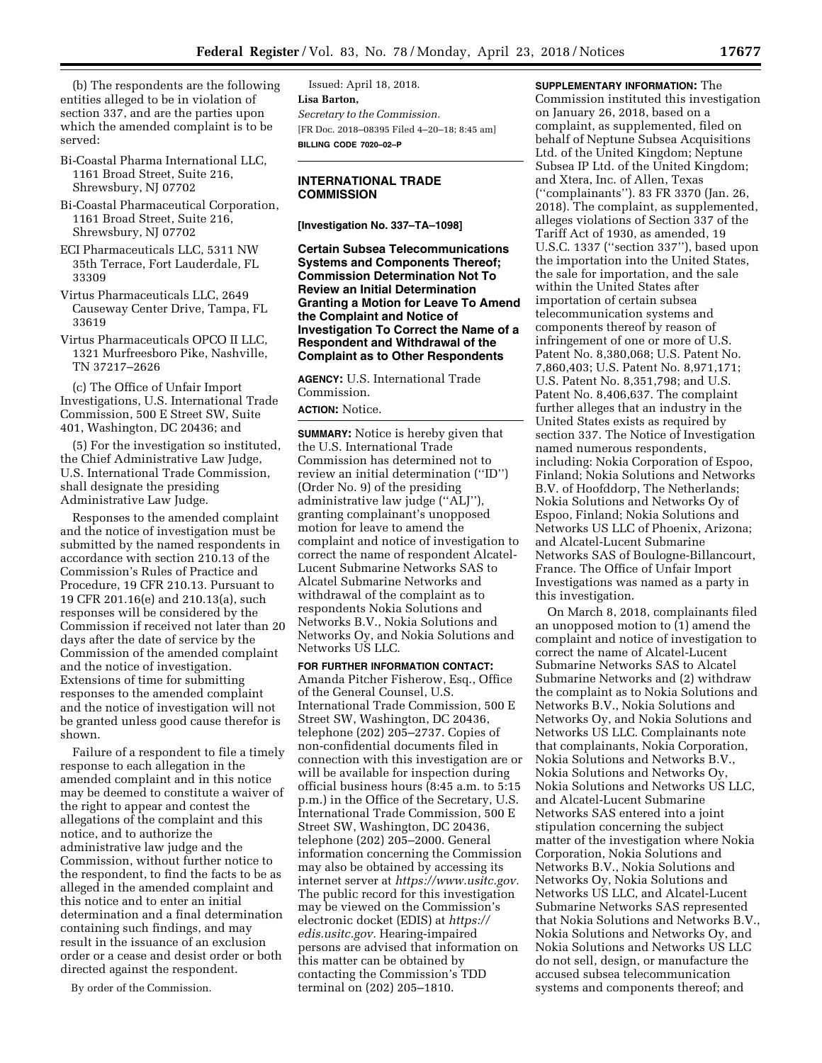(b) The respondents are the following entities alleged to be in violation of section 337, and are the parties upon which the amended complaint is to be served:

Bi-Coastal Pharma International LLC, 1161 Broad Street, Suite 216, Shrewsbury, NJ 07702

Bi-Coastal Pharmaceutical Corporation, 1161 Broad Street, Suite 216, Shrewsbury, NJ 07702

ECI Pharmaceuticals LLC, 5311 NW 35th Terrace, Fort Lauderdale, FL 33309

Virtus Pharmaceuticals LLC, 2649 Causeway Center Drive, Tampa, FL 33619

Virtus Pharmaceuticals OPCO II LLC, 1321 Murfreesboro Pike, Nashville, TN 37217–2626

(c) The Office of Unfair Import Investigations, U.S. International Trade Commission, 500 E Street SW, Suite 401, Washington, DC 20436; and

(5) For the investigation so instituted, the Chief Administrative Law Judge, U.S. International Trade Commission, shall designate the presiding Administrative Law Judge.

Responses to the amended complaint and the notice of investigation must be submitted by the named respondents in accordance with section 210.13 of the Commission's Rules of Practice and Procedure, 19 CFR 210.13. Pursuant to 19 CFR 201.16(e) and 210.13(a), such responses will be considered by the Commission if received not later than 20 days after the date of service by the Commission of the amended complaint and the notice of investigation. Extensions of time for submitting responses to the amended complaint and the notice of investigation will not be granted unless good cause therefor is shown.

Failure of a respondent to file a timely response to each allegation in the amended complaint and in this notice may be deemed to constitute a waiver of the right to appear and contest the allegations of the complaint and this notice, and to authorize the administrative law judge and the Commission, without further notice to the respondent, to find the facts to be as alleged in the amended complaint and this notice and to enter an initial determination and a final determination containing such findings, and may result in the issuance of an exclusion order or a cease and desist order or both directed against the respondent.

By order of the Commission.

Issued: April 18, 2018.

**Lisa Barton,**

*Secretary to the Commission.*

[FR Doc. 2018–08395 Filed 4–20–18; 8:45 am]

**BILLING CODE 7020–02–P**

## INTERNATIONAL TRADE COMMISSION

**[Investigation No. 337–TA–1098]**

### Certain Subsea Telecommunications Systems and Components Thereof; Commission Determination Not To Review an Initial Determination Granting a Motion for Leave To Amend the Complaint and Notice of Investigation To Correct the Name of a Respondent and Withdrawal of the Complaint as to Other Respondents

**AGENCY:** U.S. International Trade Commission.

**ACTION:** Notice.

**SUMMARY:** Notice is hereby given that the U.S. International Trade Commission has determined not to review an initial determination ("ID") (Order No. 9) of the presiding administrative law judge ("ALJ"), granting complainant's unopposed motion for leave to amend the complaint and notice of investigation to correct the name of respondent Alcatel-Lucent Submarine Networks SAS to Alcatel Submarine Networks and withdrawal of the complaint as to respondents Nokia Solutions and Networks B.V., Nokia Solutions and Networks Oy, and Nokia Solutions and Networks US LLC.

**FOR FURTHER INFORMATION CONTACT:** Amanda Pitcher Fisherow, Esq., Office of the General Counsel, U.S. International Trade Commission, 500 E Street SW, Washington, DC 20436, telephone (202) 205–2737. Copies of non-confidential documents filed in connection with this investigation are or will be available for inspection during official business hours (8:45 a.m. to 5:15 p.m.) in the Office of the Secretary, U.S. International Trade Commission, 500 E Street SW, Washington, DC 20436, telephone (202) 205–2000. General information concerning the Commission may also be obtained by accessing its internet server at *https://www.usitc.gov.* The public record for this investigation may be viewed on the Commission's electronic docket (EDIS) at *https://edis.usitc.gov.* Hearing-impaired persons are advised that information on this matter can be obtained by contacting the Commission's TDD terminal on (202) 205–1810.

**SUPPLEMENTARY INFORMATION:** The Commission instituted this investigation on January 26, 2018, based on a complaint, as supplemented, filed on behalf of Neptune Subsea Acquisitions Ltd. of the United Kingdom; Neptune Subsea IP Ltd. of the United Kingdom; and Xtera, Inc. of Allen, Texas ("complainants"). 83 FR 3370 (Jan. 26, 2018). The complaint, as supplemented, alleges violations of Section 337 of the Tariff Act of 1930, as amended, 19 U.S.C. 1337 ("section 337"), based upon the importation into the United States, the sale for importation, and the sale within the United States after importation of certain subsea telecommunication systems and components thereof by reason of infringement of one or more of U.S. Patent No. 8,380,068; U.S. Patent No. 7,860,403; U.S. Patent No. 8,971,171; U.S. Patent No. 8,351,798; and U.S. Patent No. 8,406,637. The complaint further alleges that an industry in the United States exists as required by section 337. The Notice of Investigation named numerous respondents, including: Nokia Corporation of Espoo, Finland; Nokia Solutions and Networks B.V. of Hoofddorp, The Netherlands; Nokia Solutions and Networks Oy of Espoo, Finland; Nokia Solutions and Networks US LLC of Phoenix, Arizona; and Alcatel-Lucent Submarine Networks SAS of Boulogne-Billancourt, France. The Office of Unfair Import Investigations was named as a party in this investigation.

On March 8, 2018, complainants filed an unopposed motion to (1) amend the complaint and notice of investigation to correct the name of Alcatel-Lucent Submarine Networks SAS to Alcatel Submarine Networks and (2) withdraw the complaint as to Nokia Solutions and Networks B.V., Nokia Solutions and Networks Oy, and Nokia Solutions and Networks US LLC. Complainants note that complainants, Nokia Corporation, Nokia Solutions and Networks B.V., Nokia Solutions and Networks Oy, Nokia Solutions and Networks US LLC, and Alcatel-Lucent Submarine Networks SAS entered into a joint stipulation concerning the subject matter of the investigation where Nokia Corporation, Nokia Solutions and Networks B.V., Nokia Solutions and Networks Oy, Nokia Solutions and Networks US LLC, and Alcatel-Lucent Submarine Networks SAS represented that Nokia Solutions and Networks B.V., Nokia Solutions and Networks Oy, and Nokia Solutions and Networks US LLC do not sell, design, or manufacture the accused subsea telecommunication systems and components thereof; and